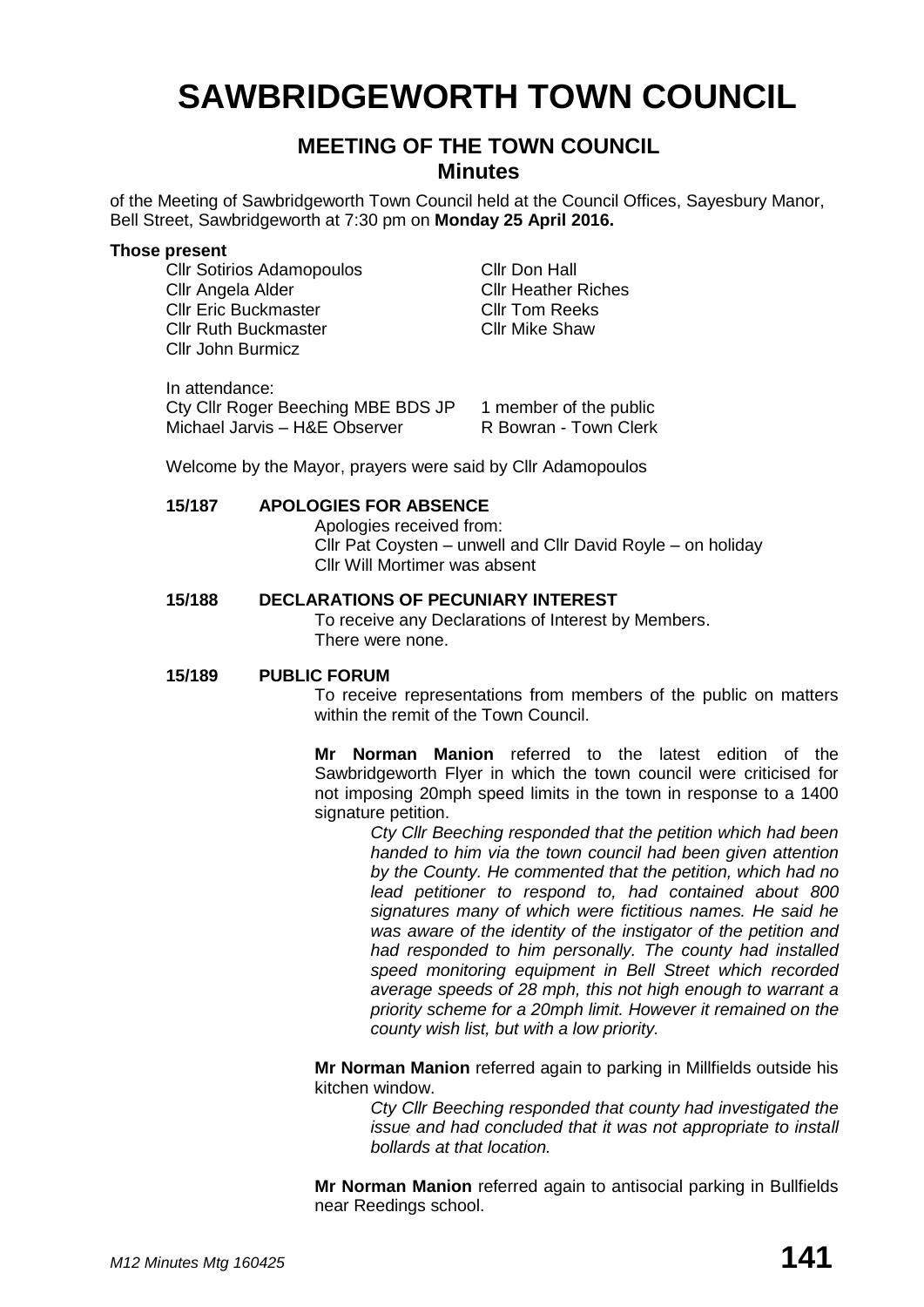# SAWBRIDGEWORTH TOWN COUNCIL

## MEETING OF THE TOWN COUNCIL
## Minutes

of the Meeting of Sawbridgeworth Town Council held at the Council Offices, Sayesbury Manor, Bell Street, Sawbridgeworth at 7:30 pm on **Monday 25 April 2016.**

**Those present**

| | |
|---|---|
| Cllr Sotirios Adamopoulos | Cllr Don Hall |
| Cllr Angela Alder | Cllr Heather Riches |
| Cllr Eric Buckmaster | Cllr Tom Reeks |
| Cllr Ruth Buckmaster | Cllr Mike Shaw |
| Cllr John Burmicz | |

In attendance:

| | |
|---|---|
| Cty Cllr Roger Beeching MBE BDS JP | 1 member of the public |
| Michael Jarvis – H&E Observer | R Bowran - Town Clerk |

Welcome by the Mayor, prayers were said by Cllr Adamopoulos

**15/187 APOLOGIES FOR ABSENCE**

Apologies received from:
Cllr Pat Coysten – unwell and Cllr David Royle – on holiday
Cllr Will Mortimer was absent

**15/188 DECLARATIONS OF PECUNIARY INTEREST**

To receive any Declarations of Interest by Members.
There were none.

**15/189 PUBLIC FORUM**

To receive representations from members of the public on matters within the remit of the Town Council.

**Mr Norman Manion** referred to the latest edition of the Sawbridgeworth Flyer in which the town council were criticised for not imposing 20mph speed limits in the town in response to a 1400 signature petition.

> *Cty Cllr Beeching responded that the petition which had been handed to him via the town council had been given attention by the County. He commented that the petition, which had no lead petitioner to respond to, had contained about 800 signatures many of which were fictitious names. He said he was aware of the identity of the instigator of the petition and had responded to him personally. The county had installed speed monitoring equipment in Bell Street which recorded average speeds of 28 mph, this not high enough to warrant a priority scheme for a 20mph limit. However it remained on the county wish list, but with a low priority.*

**Mr Norman Manion** referred again to parking in Millfields outside his kitchen window.

> *Cty Cllr Beeching responded that county had investigated the issue and had concluded that it was not appropriate to install bollards at that location.*

**Mr Norman Manion** referred again to antisocial parking in Bullfields near Reedings school.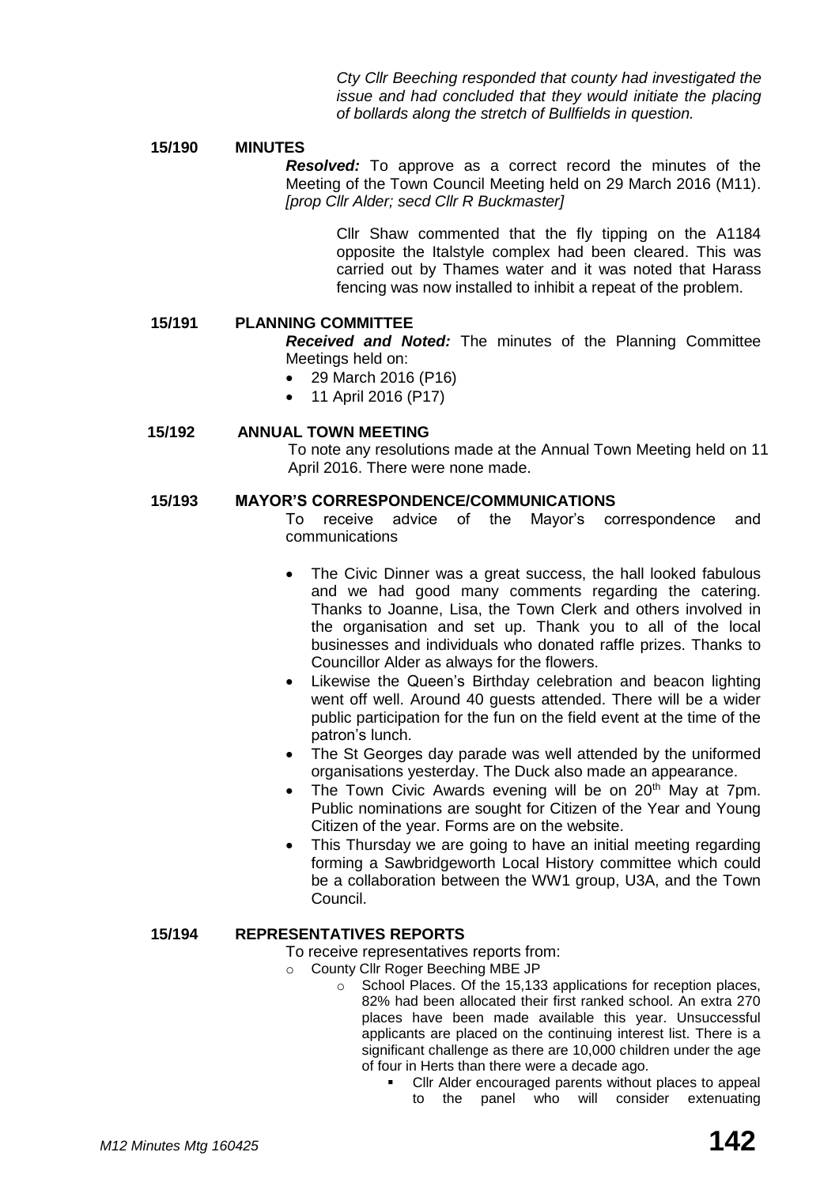*Cty Cllr Beeching responded that county had investigated the issue and had concluded that they would initiate the placing of bollards along the stretch of Bullfields in question.*

**15/190 MINUTES**

***Resolved:*** To approve as a correct record the minutes of the Meeting of the Town Council Meeting held on 29 March 2016 (M11). *[prop Cllr Alder; secd Cllr R Buckmaster]*

Cllr Shaw commented that the fly tipping on the A1184 opposite the Italstyle complex had been cleared. This was carried out by Thames water and it was noted that Harass fencing was now installed to inhibit a repeat of the problem.

**15/191 PLANNING COMMITTEE**

***Received and Noted:*** The minutes of the Planning Committee Meetings held on:

- 29 March 2016 (P16)
- 11 April 2016 (P17)

**15/192 ANNUAL TOWN MEETING**

To note any resolutions made at the Annual Town Meeting held on 11 April 2016. There were none made.

**15/193 MAYOR'S CORRESPONDENCE/COMMUNICATIONS**

To receive advice of the Mayor's correspondence and communications

- The Civic Dinner was a great success, the hall looked fabulous and we had good many comments regarding the catering. Thanks to Joanne, Lisa, the Town Clerk and others involved in the organisation and set up. Thank you to all of the local businesses and individuals who donated raffle prizes. Thanks to Councillor Alder as always for the flowers.
- Likewise the Queen's Birthday celebration and beacon lighting went off well. Around 40 guests attended. There will be a wider public participation for the fun on the field event at the time of the patron's lunch.
- The St Georges day parade was well attended by the uniformed organisations yesterday. The Duck also made an appearance.
- The Town Civic Awards evening will be on 20th May at 7pm. Public nominations are sought for Citizen of the Year and Young Citizen of the year. Forms are on the website.
- This Thursday we are going to have an initial meeting regarding forming a Sawbridgeworth Local History committee which could be a collaboration between the WW1 group, U3A, and the Town Council.

**15/194 REPRESENTATIVES REPORTS**

To receive representatives reports from:

- County Cllr Roger Beeching MBE JP
  - School Places. Of the 15,133 applications for reception places, 82% had been allocated their first ranked school. An extra 270 places have been made available this year. Unsuccessful applicants are placed on the continuing interest list. There is a significant challenge as there are 10,000 children under the age of four in Herts than there were a decade ago.
    - Cllr Alder encouraged parents without places to appeal to the panel who will consider extenuating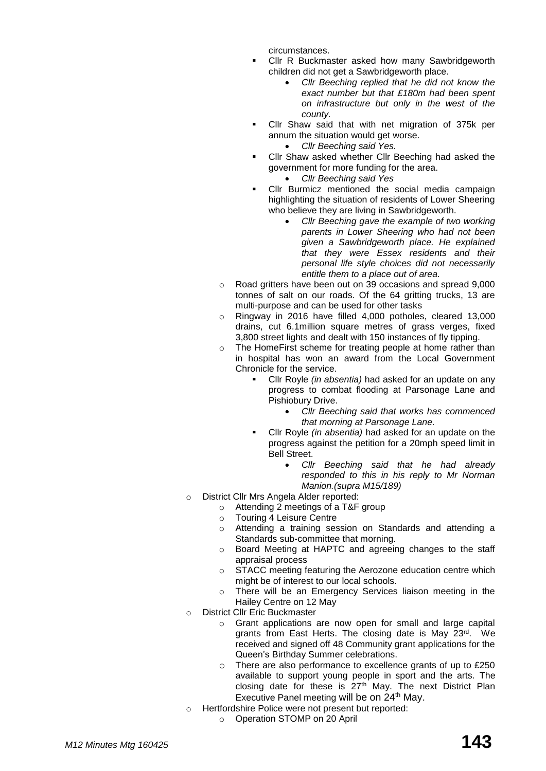circumstances.

- Cllr R Buckmaster asked how many Sawbridgeworth children did not get a Sawbridgeworth place.
    - *Cllr Beeching replied that he did not know the exact number but that £180m had been spent on infrastructure but only in the west of the county.*
- Cllr Shaw said that with net migration of 375k per annum the situation would get worse.
    - *Cllr Beeching said Yes.*
- Cllr Shaw asked whether Cllr Beeching had asked the government for more funding for the area.
    - *Cllr Beeching said Yes*
- Cllr Burmicz mentioned the social media campaign highlighting the situation of residents of Lower Sheering who believe they are living in Sawbridgeworth.
    - *Cllr Beeching gave the example of two working parents in Lower Sheering who had not been given a Sawbridgeworth place. He explained that they were Essex residents and their personal life style choices did not necessarily entitle them to a place out of area.*

- Road gritters have been out on 39 occasions and spread 9,000 tonnes of salt on our roads. Of the 64 gritting trucks, 13 are multi-purpose and can be used for other tasks
- Ringway in 2016 have filled 4,000 potholes, cleared 13,000 drains, cut 6.1million square metres of grass verges, fixed 3,800 street lights and dealt with 150 instances of fly tipping.
- The HomeFirst scheme for treating people at home rather than in hospital has won an award from the Local Government Chronicle for the service.
    - Cllr Royle *(in absentia)* had asked for an update on any progress to combat flooding at Parsonage Lane and Pishiobury Drive.
        - *Cllr Beeching said that works has commenced that morning at Parsonage Lane.*
    - Cllr Royle *(in absentia)* had asked for an update on the progress against the petition for a 20mph speed limit in Bell Street.
        - *Cllr Beeching said that he had already responded to this in his reply to Mr Norman Manion.(supra M15/189)*

- District Cllr Mrs Angela Alder reported:
    - Attending 2 meetings of a T&F group
    - Touring 4 Leisure Centre
    - Attending a training session on Standards and attending a Standards sub-committee that morning.
    - Board Meeting at HAPTC and agreeing changes to the staff appraisal process
    - STACC meeting featuring the Aerozone education centre which might be of interest to our local schools.
    - There will be an Emergency Services liaison meeting in the Hailey Centre on 12 May
- District Cllr Eric Buckmaster
    - Grant applications are now open for small and large capital grants from East Herts. The closing date is May 23rd. We received and signed off 48 Community grant applications for the Queen's Birthday Summer celebrations.
    - There are also performance to excellence grants of up to £250 available to support young people in sport and the arts. The closing date for these is 27th May. The next District Plan Executive Panel meeting will be on 24th May.
- Hertfordshire Police were not present but reported:
    - Operation STOMP on 20 April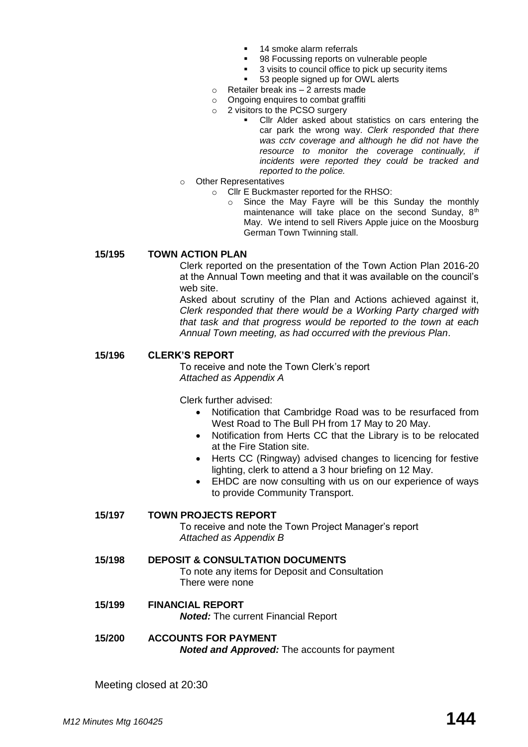- 14 smoke alarm referrals
      - 98 Focussing reports on vulnerable people
      - 3 visits to council office to pick up security items
      - 53 people signed up for OWL alerts
    - Retailer break ins – 2 arrests made
    - Ongoing enquires to combat graffiti
    - 2 visitors to the PCSO surgery
      - Cllr Alder asked about statistics on cars entering the car park the wrong way. *Clerk responded that there was cctv coverage and although he did not have the resource to monitor the coverage continually, if incidents were reported they could be tracked and reported to the police.*
  - Other Representatives
    - Cllr E Buckmaster reported for the RHSO:
      - Since the May Fayre will be this Sunday the monthly maintenance will take place on the second Sunday, 8th May. We intend to sell Rivers Apple juice on the Moosburg German Town Twinning stall.

**15/195 TOWN ACTION PLAN**

Clerk reported on the presentation of the Town Action Plan 2016-20 at the Annual Town meeting and that it was available on the council's web site.

Asked about scrutiny of the Plan and Actions achieved against it, *Clerk responded that there would be a Working Party charged with that task and that progress would be reported to the town at each Annual Town meeting, as had occurred with the previous Plan*.

**15/196 CLERK'S REPORT**

To receive and note the Town Clerk's report
*Attached as Appendix A*

Clerk further advised:

- Notification that Cambridge Road was to be resurfaced from West Road to The Bull PH from 17 May to 20 May.
- Notification from Herts CC that the Library is to be relocated at the Fire Station site.
- Herts CC (Ringway) advised changes to licencing for festive lighting, clerk to attend a 3 hour briefing on 12 May.
- EHDC are now consulting with us on our experience of ways to provide Community Transport.

**15/197 TOWN PROJECTS REPORT**

To receive and note the Town Project Manager's report
*Attached as Appendix B*

**15/198 DEPOSIT & CONSULTATION DOCUMENTS**

To note any items for Deposit and Consultation
There were none

**15/199 FINANCIAL REPORT**

***Noted:*** The current Financial Report

**15/200 ACCOUNTS FOR PAYMENT**

***Noted and Approved:*** The accounts for payment

Meeting closed at 20:30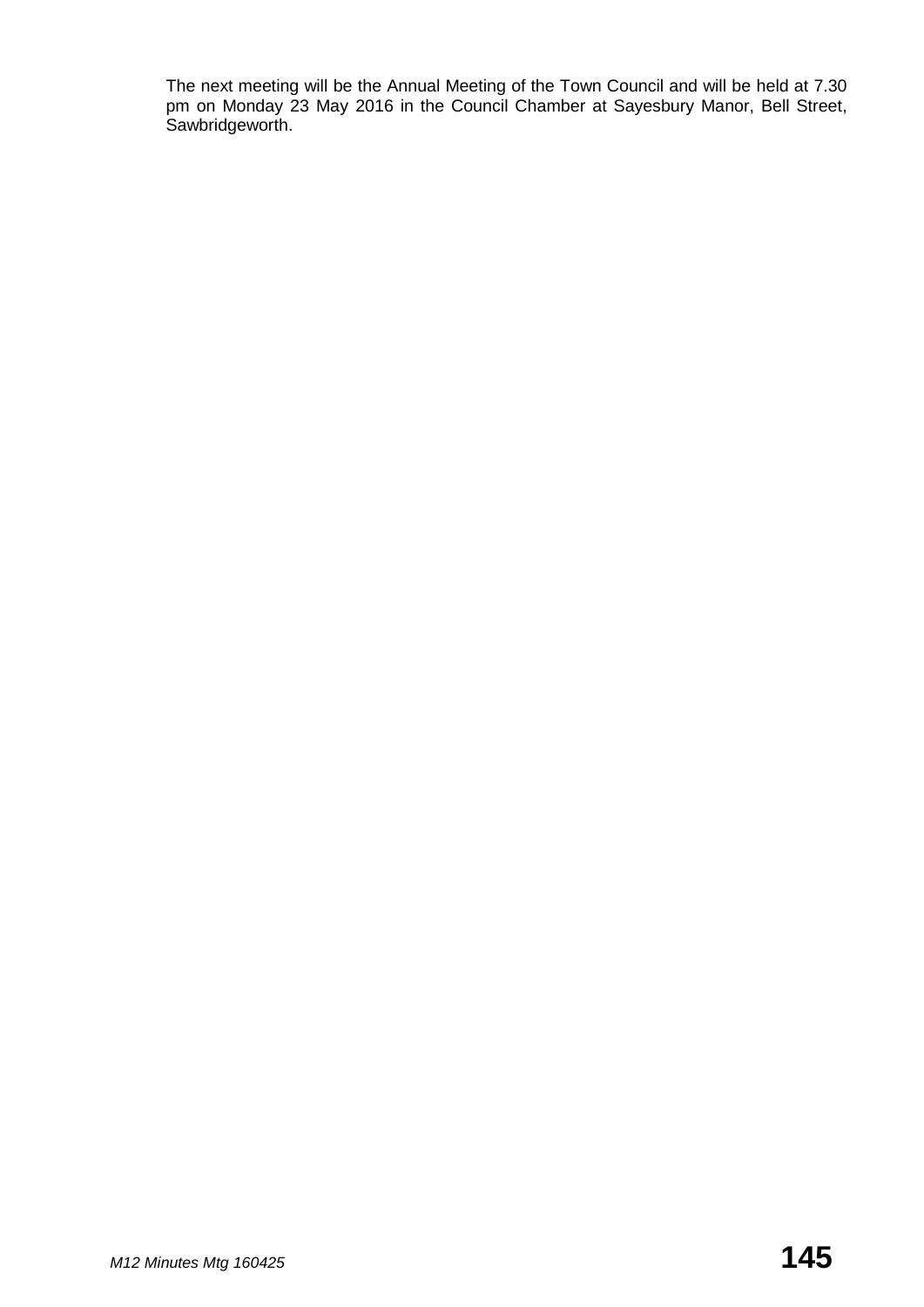The next meeting will be the Annual Meeting of the Town Council and will be held at 7.30 pm on Monday 23 May 2016 in the Council Chamber at Sayesbury Manor, Bell Street, Sawbridgeworth.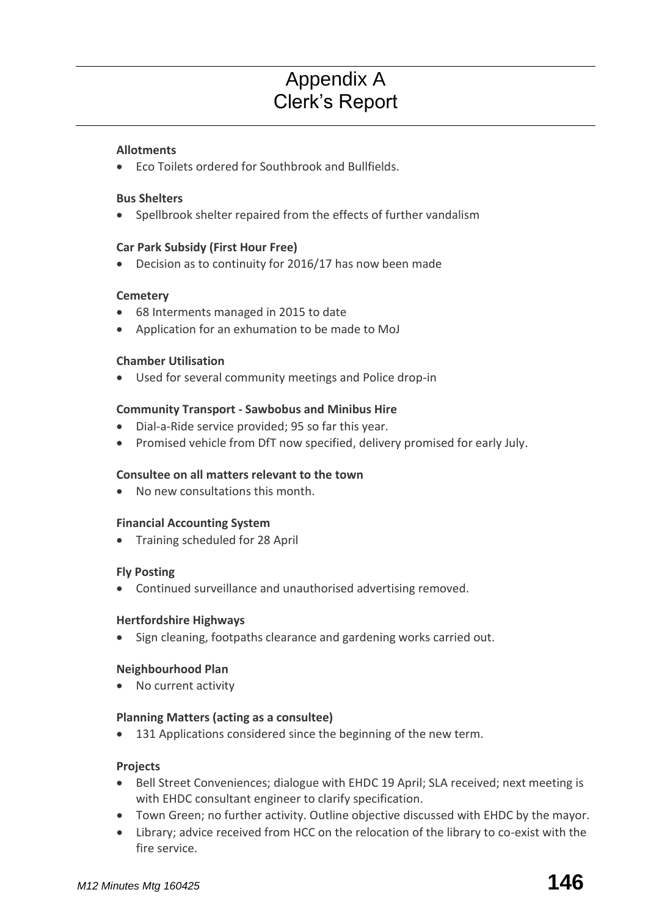# Appendix A
# Clerk's Report

**Allotments**

- Eco Toilets ordered for Southbrook and Bullfields.

**Bus Shelters**

- Spellbrook shelter repaired from the effects of further vandalism

**Car Park Subsidy (First Hour Free)**

- Decision as to continuity for 2016/17 has now been made

**Cemetery**

- 68 Interments managed in 2015 to date
- Application for an exhumation to be made to MoJ

**Chamber Utilisation**

- Used for several community meetings and Police drop-in

**Community Transport - Sawbobus and Minibus Hire**

- Dial-a-Ride service provided; 95 so far this year.
- Promised vehicle from DfT now specified, delivery promised for early July.

**Consultee on all matters relevant to the town**

- No new consultations this month.

**Financial Accounting System**

- Training scheduled for 28 April

**Fly Posting**

- Continued surveillance and unauthorised advertising removed.

**Hertfordshire Highways**

- Sign cleaning, footpaths clearance and gardening works carried out.

**Neighbourhood Plan**

- No current activity

**Planning Matters (acting as a consultee)**

- 131 Applications considered since the beginning of the new term.

**Projects**

- Bell Street Conveniences; dialogue with EHDC 19 April; SLA received; next meeting is with EHDC consultant engineer to clarify specification.
- Town Green; no further activity. Outline objective discussed with EHDC by the mayor.
- Library; advice received from HCC on the relocation of the library to co-exist with the fire service.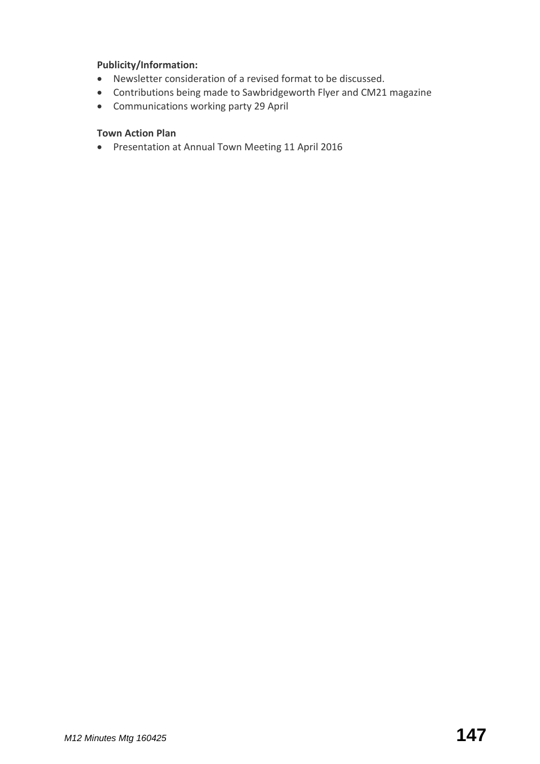**Publicity/Information:**

- Newsletter consideration of a revised format to be discussed.
- Contributions being made to Sawbridgeworth Flyer and CM21 magazine
- Communications working party 29 April

**Town Action Plan**

- Presentation at Annual Town Meeting 11 April 2016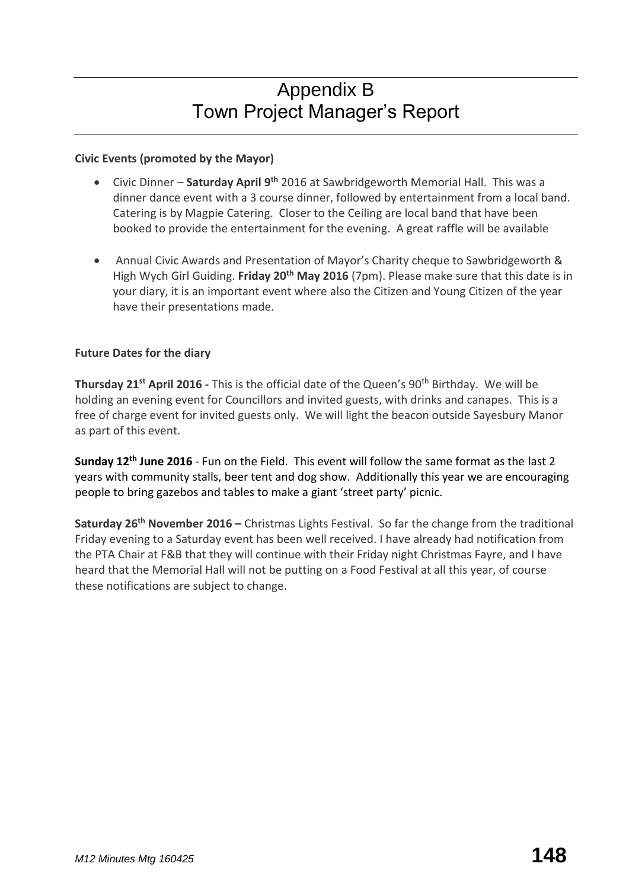# Appendix B
# Town Project Manager's Report

**Civic Events (promoted by the Mayor)**

- Civic Dinner – **Saturday April 9th** 2016 at Sawbridgeworth Memorial Hall. This was a dinner dance event with a 3 course dinner, followed by entertainment from a local band. Catering is by Magpie Catering. Closer to the Ceiling are local band that have been booked to provide the entertainment for the evening. A great raffle will be available

- Annual Civic Awards and Presentation of Mayor's Charity cheque to Sawbridgeworth & High Wych Girl Guiding. **Friday 20th May 2016** (7pm). Please make sure that this date is in your diary, it is an important event where also the Citizen and Young Citizen of the year have their presentations made.

**Future Dates for the diary**

**Thursday 21st April 2016 -** This is the official date of the Queen's 90th Birthday. We will be holding an evening event for Councillors and invited guests, with drinks and canapes. This is a free of charge event for invited guests only. We will light the beacon outside Sayesbury Manor as part of this event.

**Sunday 12th June 2016** - Fun on the Field. This event will follow the same format as the last 2 years with community stalls, beer tent and dog show. Additionally this year we are encouraging people to bring gazebos and tables to make a giant 'street party' picnic.

**Saturday 26th November 2016 –** Christmas Lights Festival. So far the change from the traditional Friday evening to a Saturday event has been well received. I have already had notification from the PTA Chair at F&B that they will continue with their Friday night Christmas Fayre, and I have heard that the Memorial Hall will not be putting on a Food Festival at all this year, of course these notifications are subject to change.